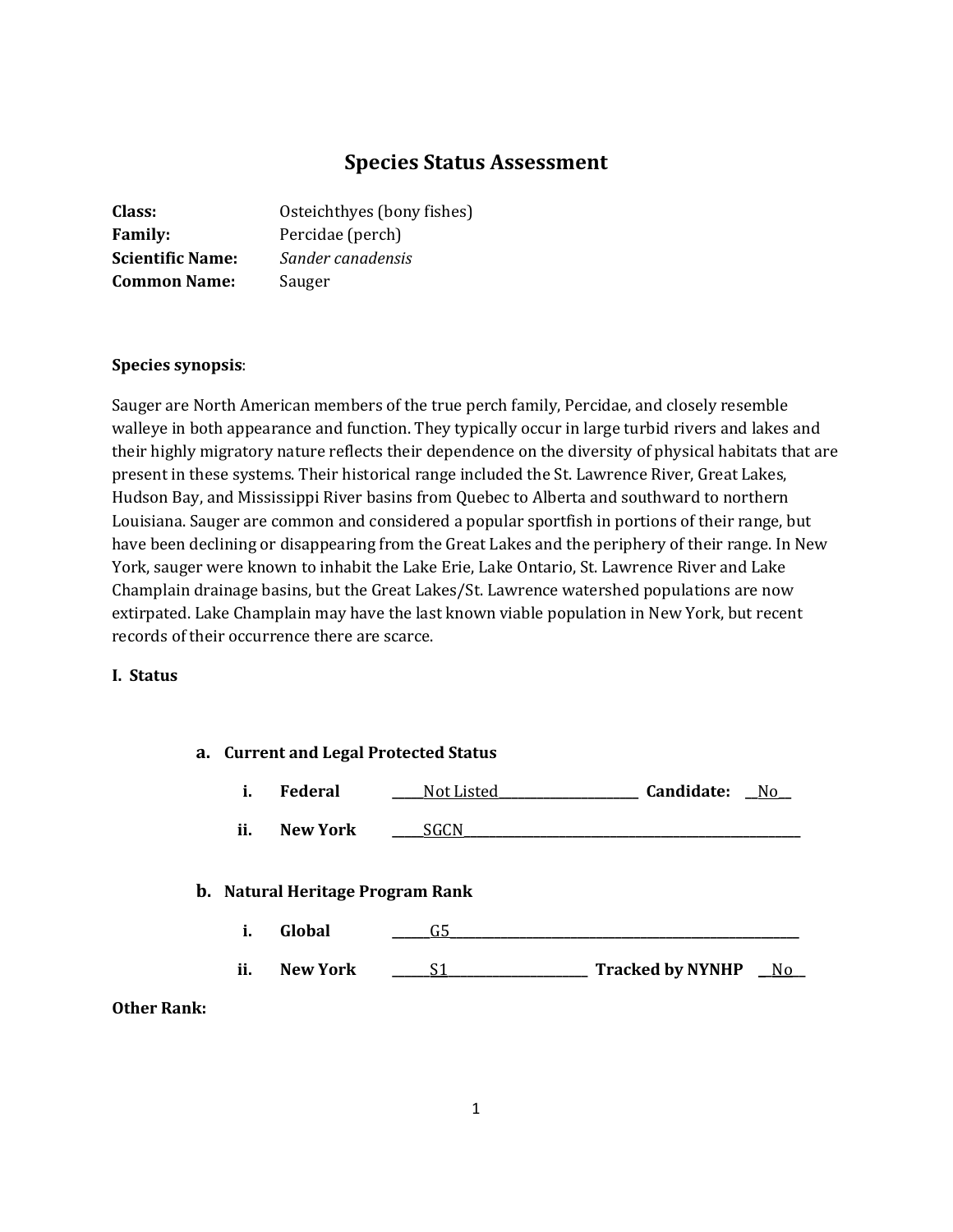# Species Status Assessment

**Class:** Osteichthyes (bony fishes)
**Family:** Percidae (perch)
**Scientific Name:** *Sander canadensis*
**Common Name:** Sauger

**Species synopsis**:

Sauger are North American members of the true perch family, Percidae, and closely resemble walleye in both appearance and function. They typically occur in large turbid rivers and lakes and their highly migratory nature reflects their dependence on the diversity of physical habitats that are present in these systems. Their historical range included the St. Lawrence River, Great Lakes, Hudson Bay, and Mississippi River basins from Quebec to Alberta and southward to northern Louisiana. Sauger are common and considered a popular sportfish in portions of their range, but have been declining or disappearing from the Great Lakes and the periphery of their range. In New York, sauger were known to inhabit the Lake Erie, Lake Ontario, St. Lawrence River and Lake Champlain drainage basins, but the Great Lakes/St. Lawrence watershed populations are now extirpated. Lake Champlain may have the last known viable population in New York, but recent records of their occurrence there are scarce.

## I. Status

### a. Current and Legal Protected Status

i. **Federal** Not Listed **Candidate:** No

ii. **New York** SGCN

### b. Natural Heritage Program Rank

i. **Global** G5

ii. **New York** S1 **Tracked by NYNHP** No

**Other Rank:**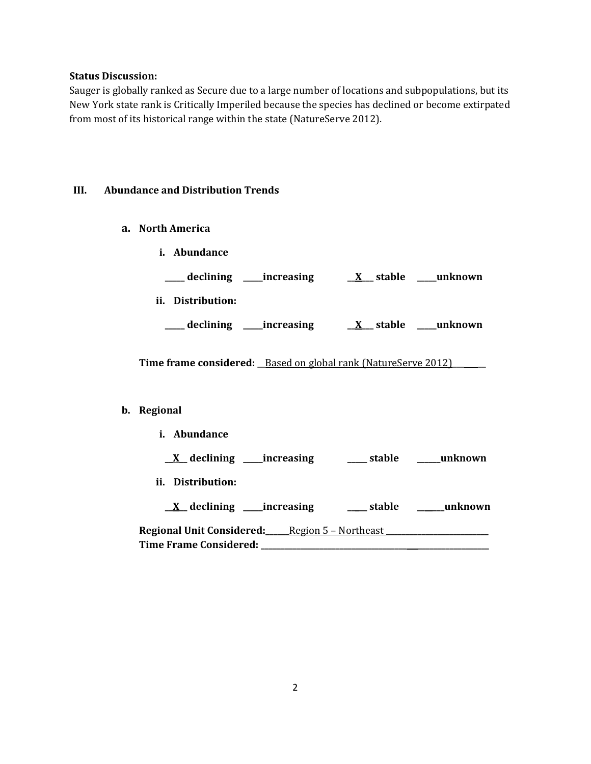**Status Discussion:**

Sauger is globally ranked as Secure due to a large number of locations and subpopulations, but its New York state rank is Critically Imperiled because the species has declined or become extirpated from most of its historical range within the state (NatureServe 2012).

## III. Abundance and Distribution Trends

### a. North America

**i. Abundance**

**_____ declining _____increasing __X___ stable _____unknown**

**ii. Distribution:**

**_____ declining _____increasing __X___ stable _____unknown**

**Time frame considered:** __Based on global rank (NatureServe 2012)_______

### b. Regional

**i. Abundance**

**__X__ declining _____increasing _____ stable ______unknown**

**ii. Distribution:**

**__X__ declining _____increasing _____ stable _______unknown**

**Regional Unit Considered:**______Region 5 – Northeast ___________________________

**Time Frame Considered:** ______________________________________________________________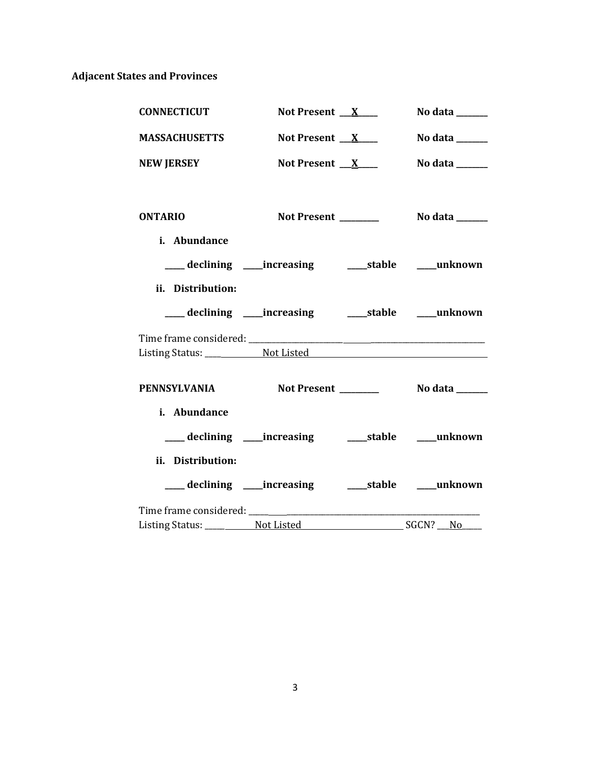**Adjacent States and Provinces**

**CONNECTICUT** **Not Present** ___X___ **No data** _______

**MASSACHUSETTS** **Not Present** ___X___ **No data** _______

**NEW JERSEY** **Not Present** ___X___ **No data** _______

**ONTARIO** **Not Present** _________ **No data** _______

**i. Abundance**

_____ **declining** _____**increasing** _____**stable** _____**unknown**

**ii. Distribution:**

_____ **declining** _____**increasing** _____**stable** _____**unknown**

Time frame considered: ___________________________________________

Listing Status: _____ Not Listed ___________________________________________

**PENNSYLVANIA** **Not Present** _________ **No data** _______

**i. Abundance**

_____ **declining** _____**increasing** _____**stable** _____**unknown**

**ii. Distribution:**

_____ **declining** _____**increasing** _____**stable** _____**unknown**

Time frame considered: ___________________________________________

Listing Status: _____ Not Listed _______________________ SGCN? ___No_____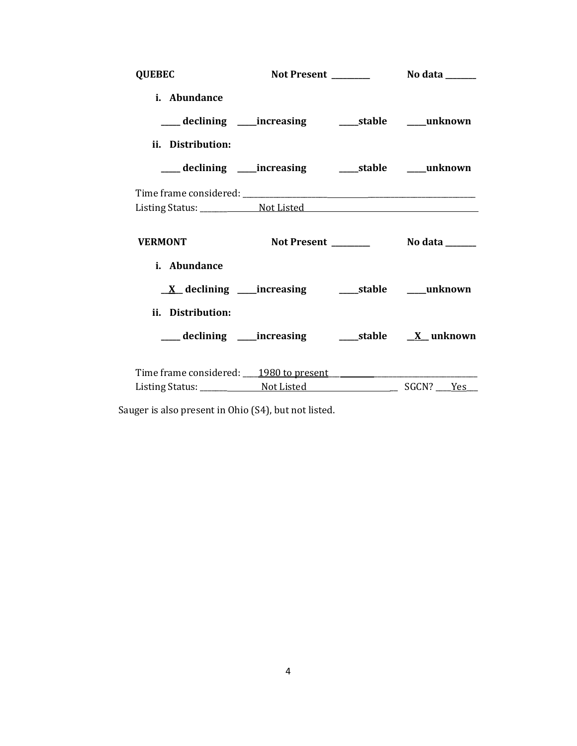**QUEBEC** Not Present ________ No data _______

**i. Abundance**

____ declining ____increasing ____stable ____unknown

**ii. Distribution:**

____ declining ____increasing ____stable ____unknown

Time frame considered: ____________________________________________

Listing Status: _______ Not Listed ____________________________

**VERMONT** Not Present ________ No data _______

**i. Abundance**

__X__ declining ____increasing ____stable ____unknown

**ii. Distribution:**

____ declining ____increasing ____stable __X__ unknown

Time frame considered: ____1980 to present______________________

Listing Status: _______ Not Listed ______________ SGCN? ___Yes___

Sauger is also present in Ohio (S4), but not listed.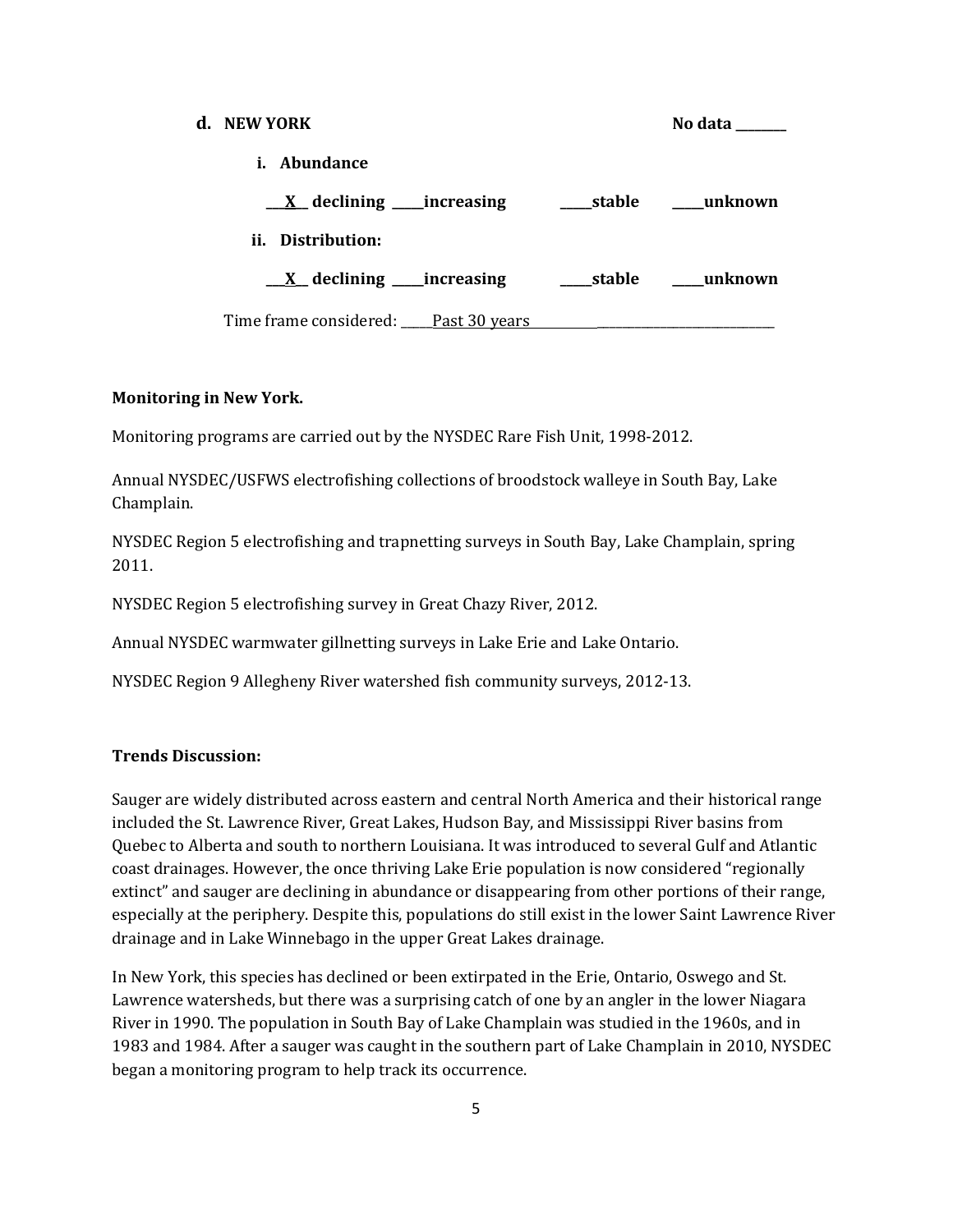**d. NEW YORK** **No data \_\_\_\_\_\_\_\_**

**i. Abundance**

**\_\_\_X\_\_ declining \_\_\_\_\_increasing \_\_\_\_\_stable \_\_\_\_\_unknown**

**ii. Distribution:**

**\_\_\_X\_\_ declining \_\_\_\_\_increasing \_\_\_\_\_stable \_\_\_\_\_unknown**

Time frame considered: \_\_\_\_\_Past 30 years\_\_\_\_\_\_\_\_\_\_\_\_\_\_\_\_\_\_\_\_\_\_\_\_\_\_\_\_\_\_\_\_\_\_\_\_\_\_\_\_

**Monitoring in New York.**

Monitoring programs are carried out by the NYSDEC Rare Fish Unit, 1998-2012.

Annual NYSDEC/USFWS electrofishing collections of broodstock walleye in South Bay, Lake Champlain.

NYSDEC Region 5 electrofishing and trapnetting surveys in South Bay, Lake Champlain, spring 2011.

NYSDEC Region 5 electrofishing survey in Great Chazy River, 2012.

Annual NYSDEC warmwater gillnetting surveys in Lake Erie and Lake Ontario.

NYSDEC Region 9 Allegheny River watershed fish community surveys, 2012-13.

**Trends Discussion:**

Sauger are widely distributed across eastern and central North America and their historical range included the St. Lawrence River, Great Lakes, Hudson Bay, and Mississippi River basins from Quebec to Alberta and south to northern Louisiana. It was introduced to several Gulf and Atlantic coast drainages. However, the once thriving Lake Erie population is now considered "regionally extinct" and sauger are declining in abundance or disappearing from other portions of their range, especially at the periphery. Despite this, populations do still exist in the lower Saint Lawrence River drainage and in Lake Winnebago in the upper Great Lakes drainage.

In New York, this species has declined or been extirpated in the Erie, Ontario, Oswego and St. Lawrence watersheds, but there was a surprising catch of one by an angler in the lower Niagara River in 1990. The population in South Bay of Lake Champlain was studied in the 1960s, and in 1983 and 1984. After a sauger was caught in the southern part of Lake Champlain in 2010, NYSDEC began a monitoring program to help track its occurrence.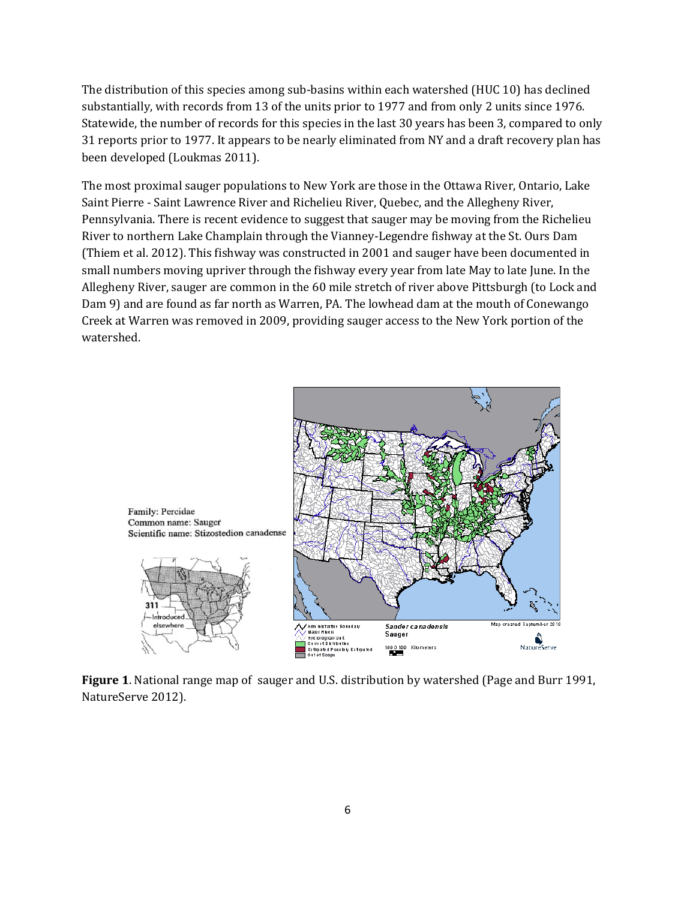The distribution of this species among sub-basins within each watershed (HUC 10) has declined substantially, with records from 13 of the units prior to 1977 and from only 2 units since 1976. Statewide, the number of records for this species in the last 30 years has been 3, compared to only 31 reports prior to 1977. It appears to be nearly eliminated from NY and a draft recovery plan has been developed (Loukmas 2011).

The most proximal sauger populations to New York are those in the Ottawa River, Ontario, Lake Saint Pierre - Saint Lawrence River and Richelieu River, Quebec, and the Allegheny River, Pennsylvania. There is recent evidence to suggest that sauger may be moving from the Richelieu River to northern Lake Champlain through the Vianney-Legendre fishway at the St. Ours Dam (Thiem et al. 2012). This fishway was constructed in 2001 and sauger have been documented in small numbers moving upriver through the fishway every year from late May to late June. In the Allegheny River, sauger are common in the 60 mile stretch of river above Pittsburgh (to Lock and Dam 9) and are found as far north as Warren, PA. The lowhead dam at the mouth of Conewango Creek at Warren was removed in 2009, providing sauger access to the New York portion of the watershed.

**Figure 1**. National range map of sauger and U.S. distribution by watershed (Page and Burr 1991, NatureServe 2012).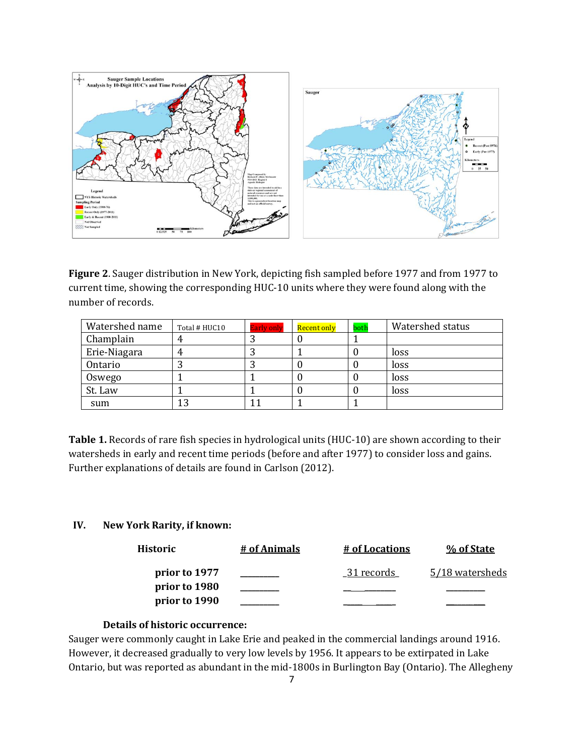**Figure 2**. Sauger distribution in New York, depicting fish sampled before 1977 and from 1977 to current time, showing the corresponding HUC-10 units where they were found along with the number of records.

| Watershed name | Total # HUC10 | Early only | Recent only | both | Watershed status |
|---|---|---|---|---|---|
| Champlain | 4 | 3 | 0 | 1 | |
| Erie-Niagara | 4 | 3 | 1 | 0 | loss |
| Ontario | 3 | 3 | 0 | 0 | loss |
| Oswego | 1 | 1 | 0 | 0 | loss |
| St. Law | 1 | 1 | 0 | 0 | loss |
| sum | 13 | 11 | 1 | 1 | |

**Table 1.** Records of rare fish species in hydrological units (HUC-10) are shown according to their watersheds in early and recent time periods (before and after 1977) to consider loss and gains. Further explanations of details are found in Carlson (2012).

## IV. New York Rarity, if known:

| Historic | # of Animals | # of Locations | % of State |
|---|---|---|---|
| prior to 1977 | ________ | 31 records | 5/18 watersheds |
| prior to 1980 | ________ | ________ | ________ |
| prior to 1990 | ________ | ________ | ________ |

**Details of historic occurrence:**

Sauger were commonly caught in Lake Erie and peaked in the commercial landings around 1916. However, it decreased gradually to very low levels by 1956. It appears to be extirpated in Lake Ontario, but was reported as abundant in the mid-1800s in Burlington Bay (Ontario). The Allegheny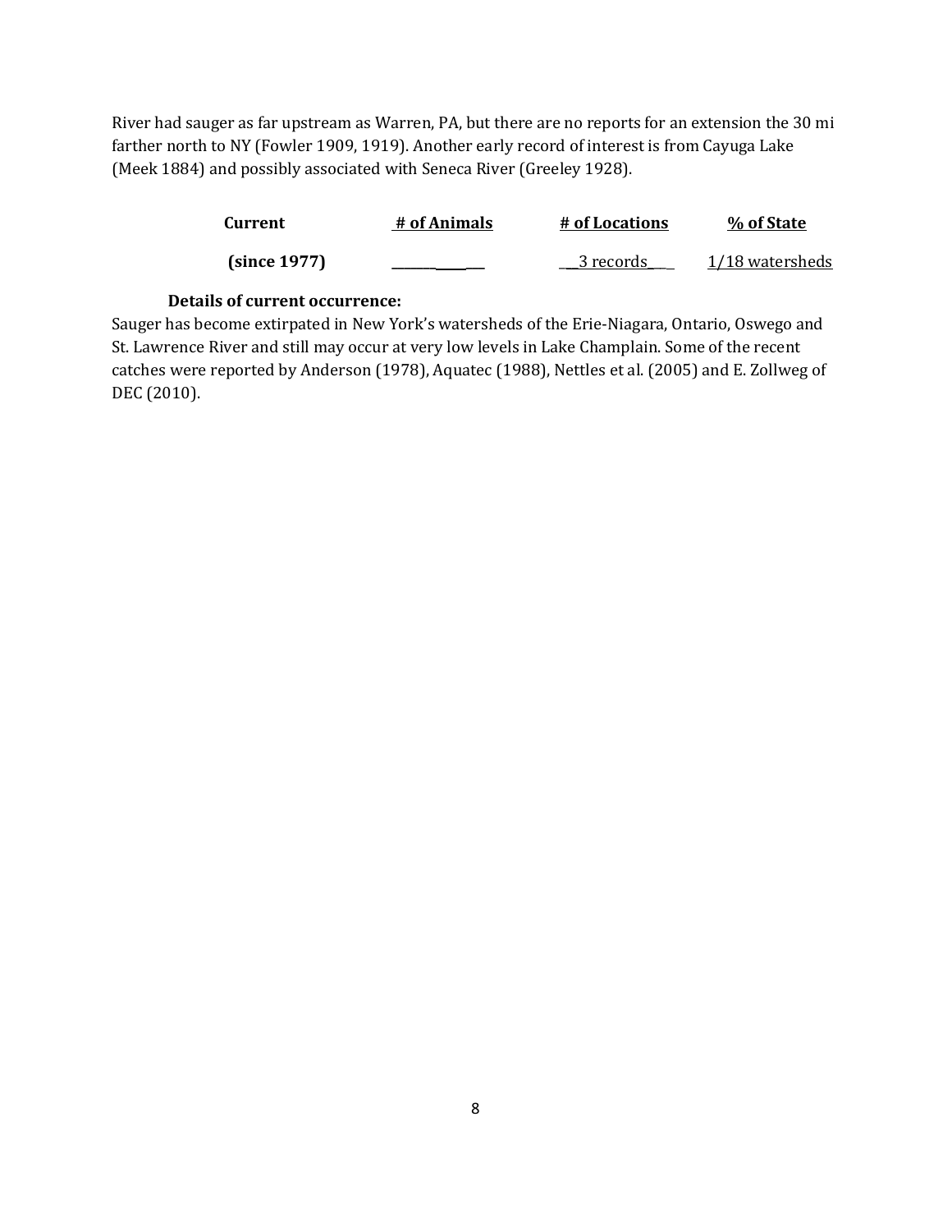River had sauger as far upstream as Warren, PA, but there are no reports for an extension the 30 mi farther north to NY (Fowler 1909, 1919). Another early record of interest is from Cayuga Lake (Meek 1884) and possibly associated with Seneca River (Greeley 1928).

| **Current** | **# of Animals** | **# of Locations** | **% of State** |
|---|---|---|---|
| **(since 1977)** | ____________ | __3 records___ | 1/18 watersheds |

**Details of current occurrence:**

Sauger has become extirpated in New York's watersheds of the Erie-Niagara, Ontario, Oswego and St. Lawrence River and still may occur at very low levels in Lake Champlain. Some of the recent catches were reported by Anderson (1978), Aquatec (1988), Nettles et al. (2005) and E. Zollweg of DEC (2010).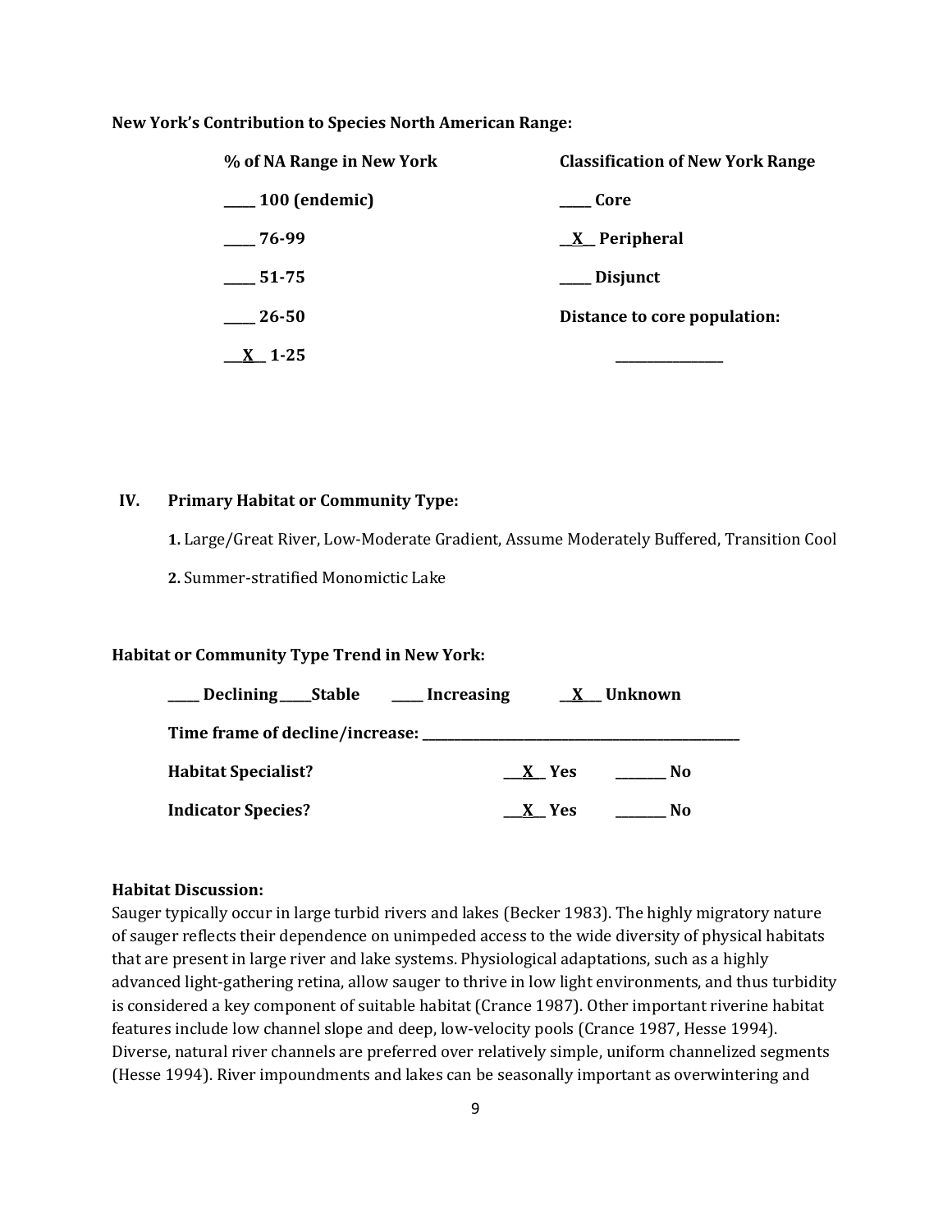**New York's Contribution to Species North American Range:**

| % of NA Range in New York | Classification of New York Range |
|---|---|
| _____ 100 (endemic) | _____ Core |
| _____ 76-99 | __X__ Peripheral |
| _____ 51-75 | _____ Disjunct |
| _____ 26-50 | Distance to core population: |
| __X__ 1-25 | _____________ |

## IV. Primary Habitat or Community Type:

**1.** Large/Great River, Low-Moderate Gradient, Assume Moderately Buffered, Transition Cool

**2.** Summer-stratified Monomictic Lake

**Habitat or Community Type Trend in New York:**

_____ Declining _____ Stable _____ Increasing __X__ Unknown

**Time frame of decline/increase:** _____________________________

**Habitat Specialist?** __X__ Yes _______ No

**Indicator Species?** __X__ Yes _______ No

**Habitat Discussion:**

Sauger typically occur in large turbid rivers and lakes (Becker 1983). The highly migratory nature of sauger reflects their dependence on unimpeded access to the wide diversity of physical habitats that are present in large river and lake systems. Physiological adaptations, such as a highly advanced light-gathering retina, allow sauger to thrive in low light environments, and thus turbidity is considered a key component of suitable habitat (Crance 1987). Other important riverine habitat features include low channel slope and deep, low-velocity pools (Crance 1987, Hesse 1994). Diverse, natural river channels are preferred over relatively simple, uniform channelized segments (Hesse 1994). River impoundments and lakes can be seasonally important as overwintering and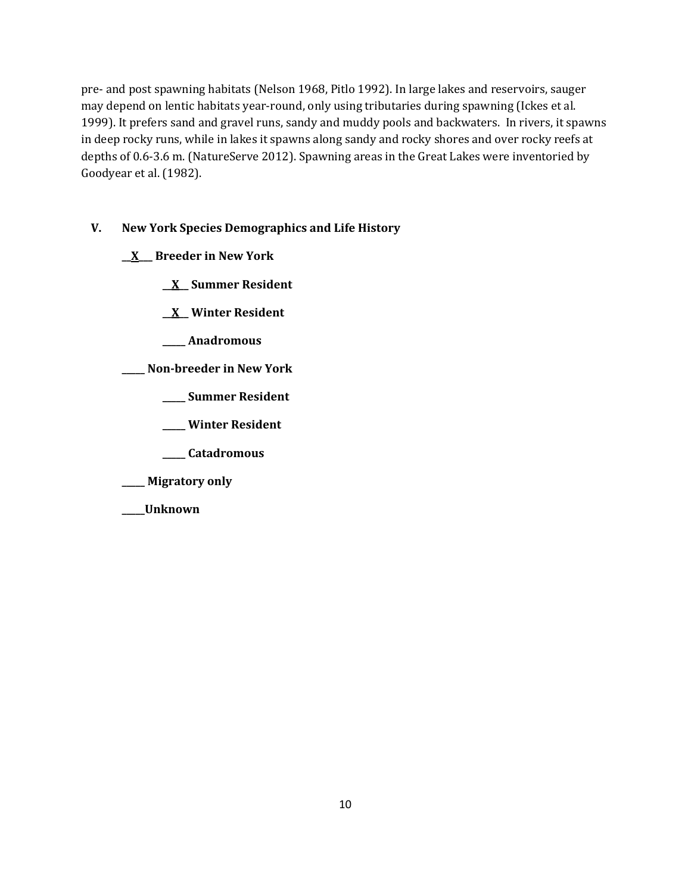pre- and post spawning habitats (Nelson 1968, Pitlo 1992). In large lakes and reservoirs, sauger may depend on lentic habitats year-round, only using tributaries during spawning (Ickes et al. 1999). It prefers sand and gravel runs, sandy and muddy pools and backwaters. In rivers, it spawns in deep rocky runs, while in lakes it spawns along sandy and rocky shores and over rocky reefs at depths of 0.6-3.6 m. (NatureServe 2012). Spawning areas in the Great Lakes were inventoried by Goodyear et al. (1982).

## V. New York Species Demographics and Life History

**__X__ Breeder in New York**

- **__X__ Summer Resident**
- **__X__ Winter Resident**
- **_____ Anadromous**

**_____ Non-breeder in New York**

- **_____ Summer Resident**
- **_____ Winter Resident**
- **_____ Catadromous**

**_____ Migratory only**

**_____Unknown**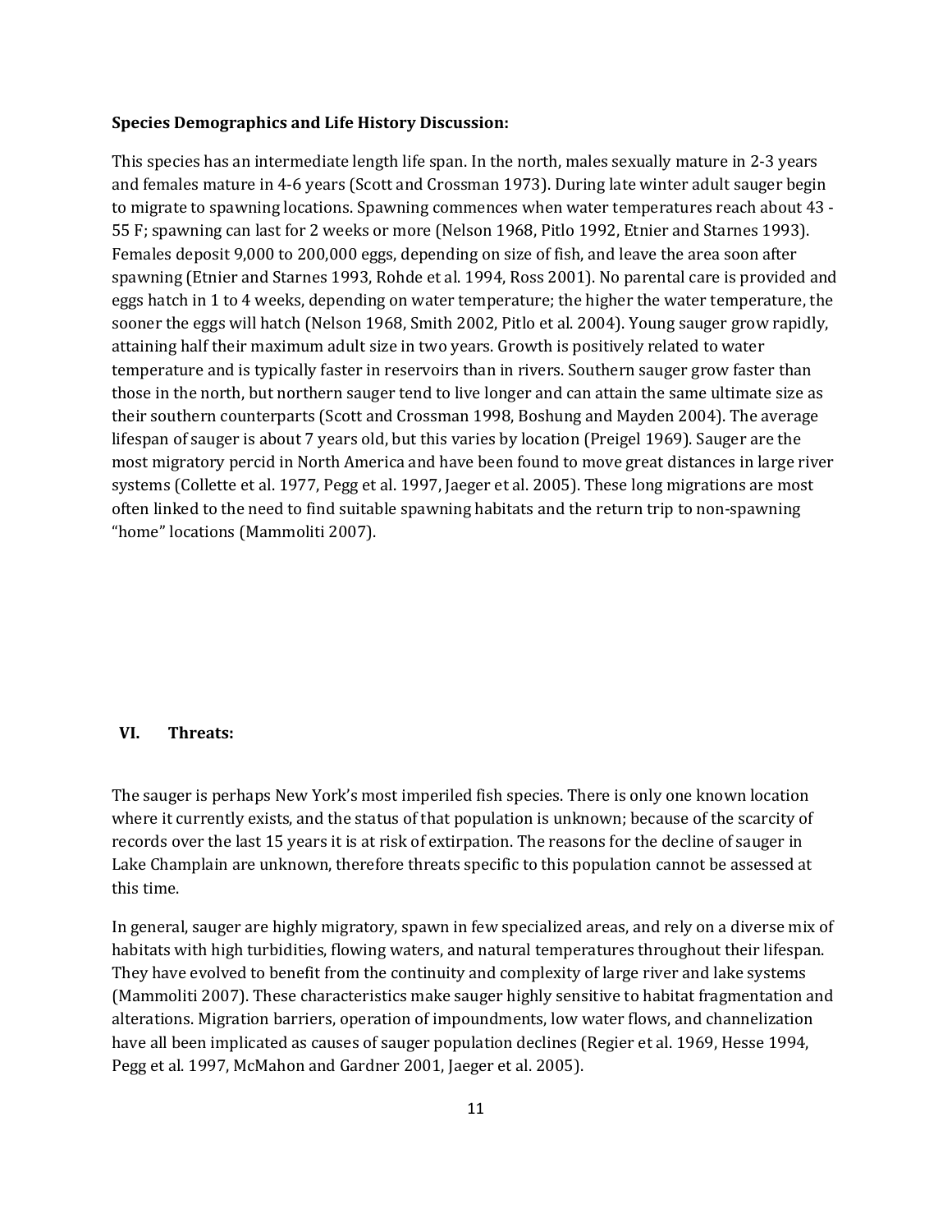**Species Demographics and Life History Discussion:**

This species has an intermediate length life span. In the north, males sexually mature in 2-3 years and females mature in 4-6 years (Scott and Crossman 1973). During late winter adult sauger begin to migrate to spawning locations. Spawning commences when water temperatures reach about 43 - 55 F; spawning can last for 2 weeks or more (Nelson 1968, Pitlo 1992, Etnier and Starnes 1993). Females deposit 9,000 to 200,000 eggs, depending on size of fish, and leave the area soon after spawning (Etnier and Starnes 1993, Rohde et al. 1994, Ross 2001). No parental care is provided and eggs hatch in 1 to 4 weeks, depending on water temperature; the higher the water temperature, the sooner the eggs will hatch (Nelson 1968, Smith 2002, Pitlo et al. 2004). Young sauger grow rapidly, attaining half their maximum adult size in two years. Growth is positively related to water temperature and is typically faster in reservoirs than in rivers. Southern sauger grow faster than those in the north, but northern sauger tend to live longer and can attain the same ultimate size as their southern counterparts (Scott and Crossman 1998, Boshung and Mayden 2004). The average lifespan of sauger is about 7 years old, but this varies by location (Preigel 1969). Sauger are the most migratory percid in North America and have been found to move great distances in large river systems (Collette et al. 1977, Pegg et al. 1997, Jaeger et al. 2005). These long migrations are most often linked to the need to find suitable spawning habitats and the return trip to non-spawning "home" locations (Mammoliti 2007).

## VI. Threats:

The sauger is perhaps New York's most imperiled fish species. There is only one known location where it currently exists, and the status of that population is unknown; because of the scarcity of records over the last 15 years it is at risk of extirpation. The reasons for the decline of sauger in Lake Champlain are unknown, therefore threats specific to this population cannot be assessed at this time.

In general, sauger are highly migratory, spawn in few specialized areas, and rely on a diverse mix of habitats with high turbidities, flowing waters, and natural temperatures throughout their lifespan. They have evolved to benefit from the continuity and complexity of large river and lake systems (Mammoliti 2007). These characteristics make sauger highly sensitive to habitat fragmentation and alterations. Migration barriers, operation of impoundments, low water flows, and channelization have all been implicated as causes of sauger population declines (Regier et al. 1969, Hesse 1994, Pegg et al. 1997, McMahon and Gardner 2001, Jaeger et al. 2005).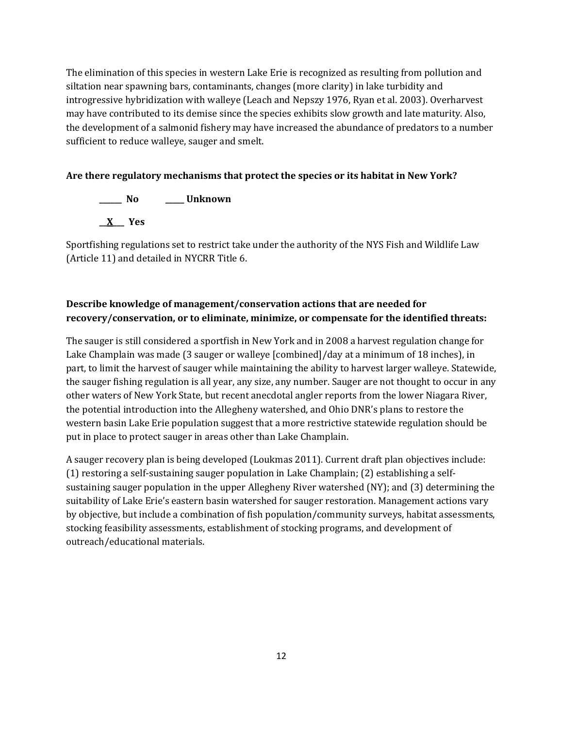The elimination of this species in western Lake Erie is recognized as resulting from pollution and siltation near spawning bars, contaminants, changes (more clarity) in lake turbidity and introgressive hybridization with walleye (Leach and Nepszy 1976, Ryan et al. 2003). Overharvest may have contributed to its demise since the species exhibits slow growth and late maturity. Also, the development of a salmonid fishery may have increased the abundance of predators to a number sufficient to reduce walleye, sauger and smelt.

**Are there regulatory mechanisms that protect the species or its habitat in New York?**

**\_\_\_\_\_\_ No        \_\_\_\_\_ Unknown**

**\_\_X\_\_ Yes**

Sportfishing regulations set to restrict take under the authority of the NYS Fish and Wildlife Law (Article 11) and detailed in NYCRR Title 6.

**Describe knowledge of management/conservation actions that are needed for recovery/conservation, or to eliminate, minimize, or compensate for the identified threats:**

The sauger is still considered a sportfish in New York and in 2008 a harvest regulation change for Lake Champlain was made (3 sauger or walleye [combined]/day at a minimum of 18 inches), in part, to limit the harvest of sauger while maintaining the ability to harvest larger walleye. Statewide, the sauger fishing regulation is all year, any size, any number. Sauger are not thought to occur in any other waters of New York State, but recent anecdotal angler reports from the lower Niagara River, the potential introduction into the Allegheny watershed, and Ohio DNR's plans to restore the western basin Lake Erie population suggest that a more restrictive statewide regulation should be put in place to protect sauger in areas other than Lake Champlain.

A sauger recovery plan is being developed (Loukmas 2011). Current draft plan objectives include: (1) restoring a self-sustaining sauger population in Lake Champlain; (2) establishing a self-sustaining sauger population in the upper Allegheny River watershed (NY); and (3) determining the suitability of Lake Erie's eastern basin watershed for sauger restoration. Management actions vary by objective, but include a combination of fish population/community surveys, habitat assessments, stocking feasibility assessments, establishment of stocking programs, and development of outreach/educational materials.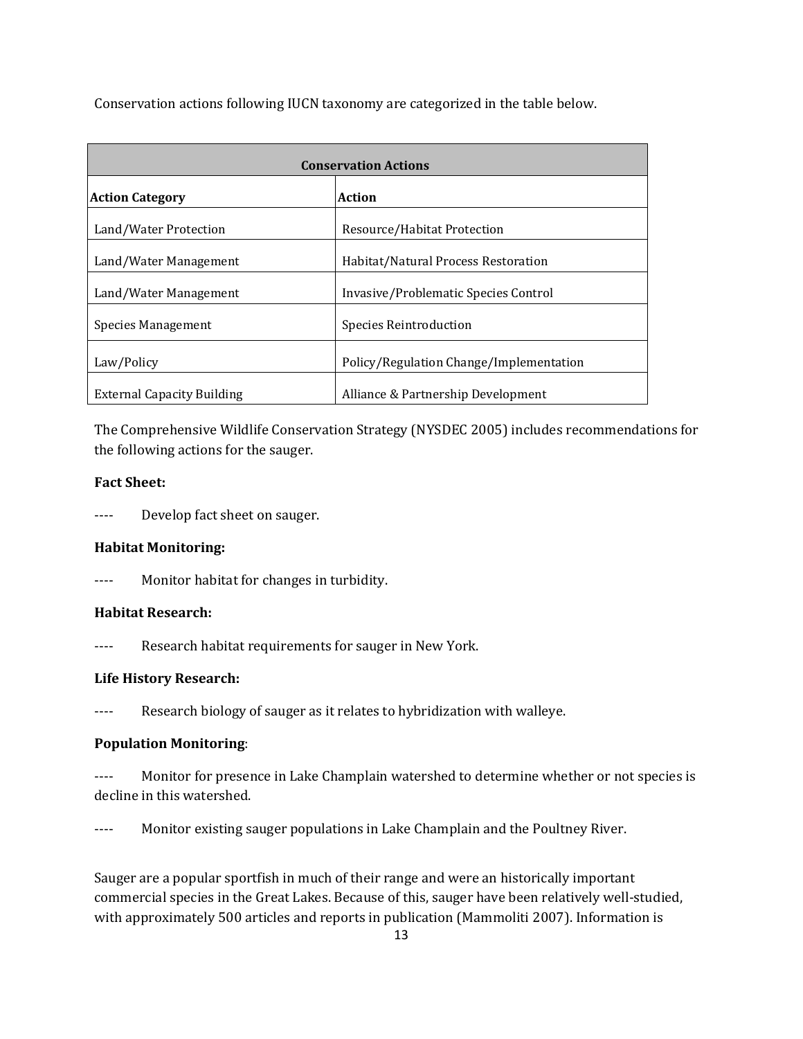Conservation actions following IUCN taxonomy are categorized in the table below.

| Conservation Actions | |
|---|---|
| **Action Category** | **Action** |
| Land/Water Protection | Resource/Habitat Protection |
| Land/Water Management | Habitat/Natural Process Restoration |
| Land/Water Management | Invasive/Problematic Species Control |
| Species Management | Species Reintroduction |
| Law/Policy | Policy/Regulation Change/Implementation |
| External Capacity Building | Alliance & Partnership Development |

The Comprehensive Wildlife Conservation Strategy (NYSDEC 2005) includes recommendations for the following actions for the sauger.

**Fact Sheet:**

---- Develop fact sheet on sauger.

**Habitat Monitoring:**

---- Monitor habitat for changes in turbidity.

**Habitat Research:**

---- Research habitat requirements for sauger in New York.

**Life History Research:**

---- Research biology of sauger as it relates to hybridization with walleye.

**Population Monitoring**:

---- Monitor for presence in Lake Champlain watershed to determine whether or not species is decline in this watershed.

---- Monitor existing sauger populations in Lake Champlain and the Poultney River.

Sauger are a popular sportfish in much of their range and were an historically important commercial species in the Great Lakes. Because of this, sauger have been relatively well-studied, with approximately 500 articles and reports in publication (Mammoliti 2007). Information is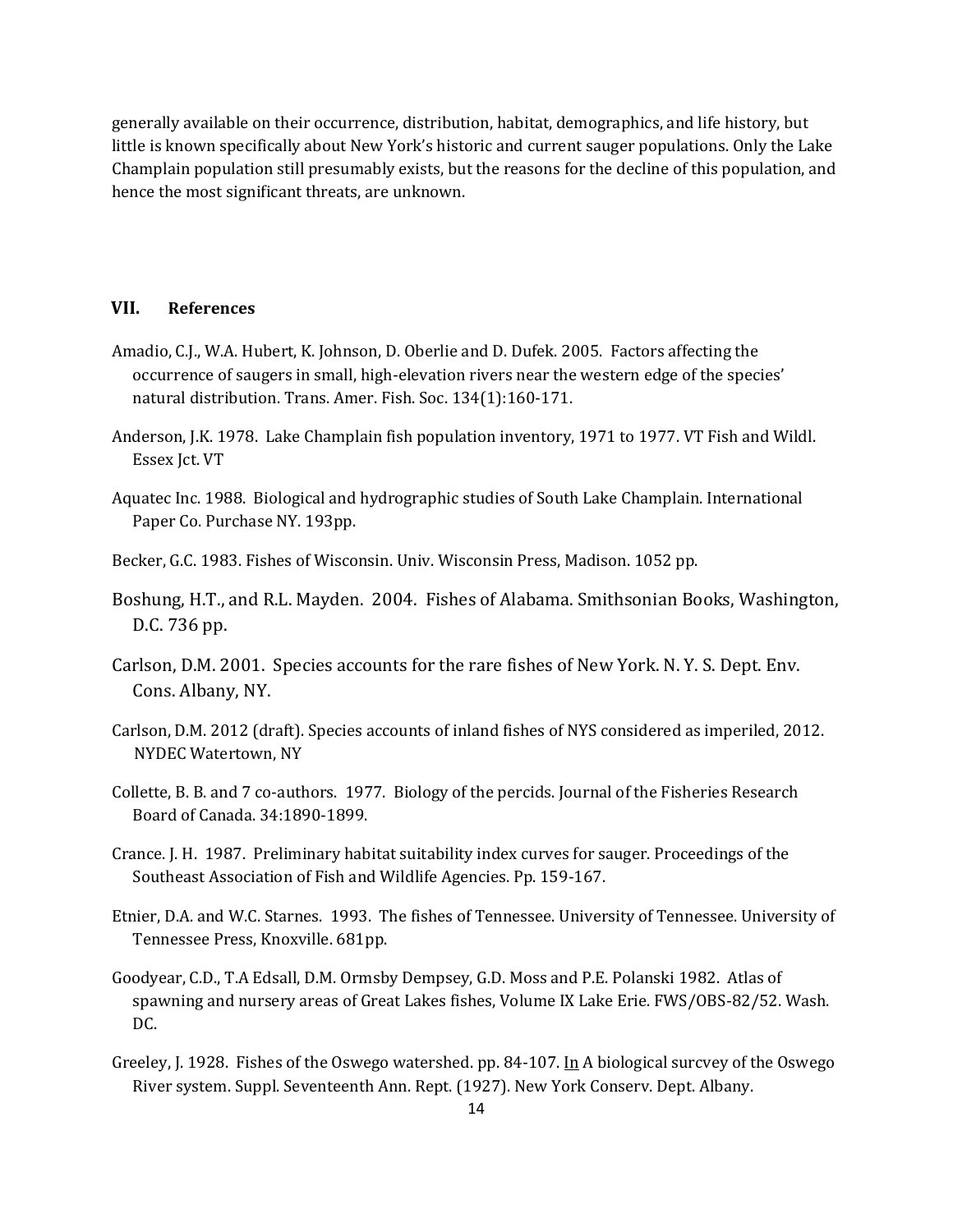generally available on their occurrence, distribution, habitat, demographics, and life history, but little is known specifically about New York's historic and current sauger populations. Only the Lake Champlain population still presumably exists, but the reasons for the decline of this population, and hence the most significant threats, are unknown.

## VII. References

Amadio, C.J., W.A. Hubert, K. Johnson, D. Oberlie and D. Dufek. 2005. Factors affecting the occurrence of saugers in small, high-elevation rivers near the western edge of the species' natural distribution. Trans. Amer. Fish. Soc. 134(1):160-171.

Anderson, J.K. 1978. Lake Champlain fish population inventory, 1971 to 1977. VT Fish and Wildl. Essex Jct. VT

Aquatec Inc. 1988. Biological and hydrographic studies of South Lake Champlain. International Paper Co. Purchase NY. 193pp.

Becker, G.C. 1983. Fishes of Wisconsin. Univ. Wisconsin Press, Madison. 1052 pp.

Boshung, H.T., and R.L. Mayden. 2004. Fishes of Alabama. Smithsonian Books, Washington, D.C. 736 pp.

Carlson, D.M. 2001. Species accounts for the rare fishes of New York. N. Y. S. Dept. Env. Cons. Albany, NY.

Carlson, D.M. 2012 (draft). Species accounts of inland fishes of NYS considered as imperiled, 2012. NYDEC Watertown, NY

Collette, B. B. and 7 co-authors. 1977. Biology of the percids. Journal of the Fisheries Research Board of Canada. 34:1890-1899.

Crance. J. H. 1987. Preliminary habitat suitability index curves for sauger. Proceedings of the Southeast Association of Fish and Wildlife Agencies. Pp. 159-167.

Etnier, D.A. and W.C. Starnes. 1993. The fishes of Tennessee. University of Tennessee. University of Tennessee Press, Knoxville. 681pp.

Goodyear, C.D., T.A Edsall, D.M. Ormsby Dempsey, G.D. Moss and P.E. Polanski 1982. Atlas of spawning and nursery areas of Great Lakes fishes, Volume IX Lake Erie. FWS/OBS-82/52. Wash. DC.

Greeley, J. 1928. Fishes of the Oswego watershed. pp. 84-107. In A biological surcvey of the Oswego River system. Suppl. Seventeenth Ann. Rept. (1927). New York Conserv. Dept. Albany.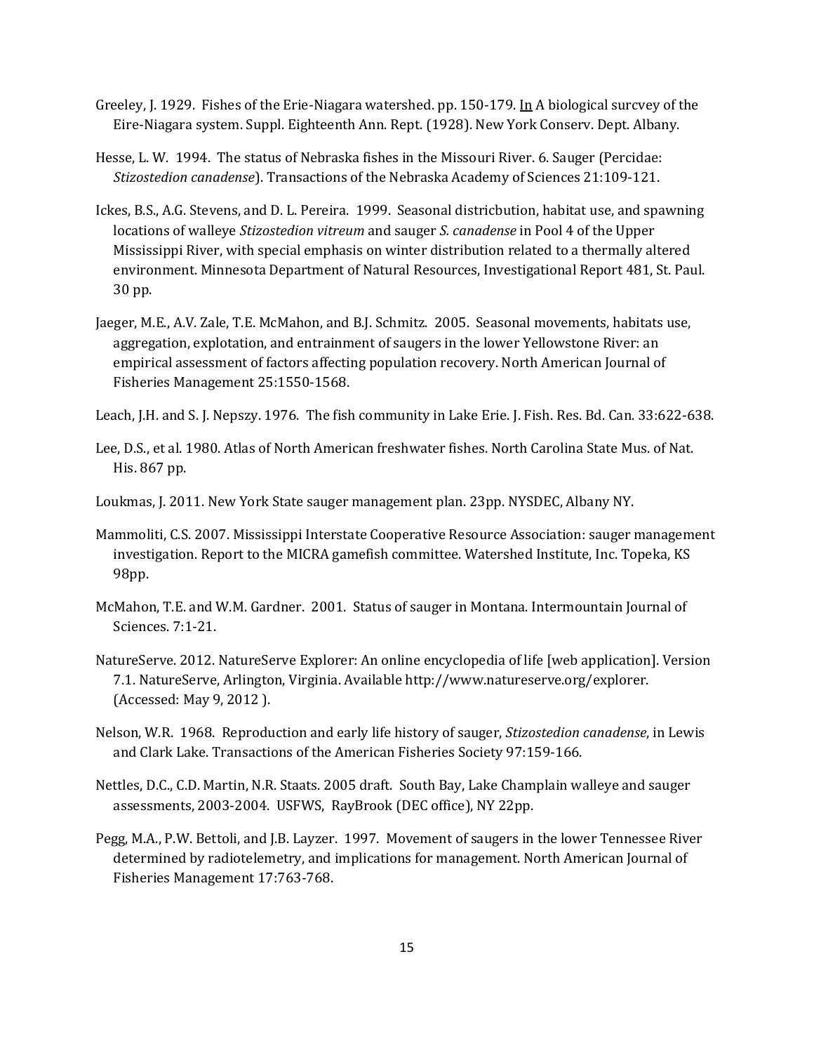Greeley, J. 1929. Fishes of the Erie-Niagara watershed. pp. 150-179. In A biological surcvey of the Eire-Niagara system. Suppl. Eighteenth Ann. Rept. (1928). New York Conserv. Dept. Albany.

Hesse, L. W. 1994. The status of Nebraska fishes in the Missouri River. 6. Sauger (Percidae: *Stizostedion canadense*). Transactions of the Nebraska Academy of Sciences 21:109-121.

Ickes, B.S., A.G. Stevens, and D. L. Pereira. 1999. Seasonal districbution, habitat use, and spawning locations of walleye *Stizostedion vitreum* and sauger *S. canadense* in Pool 4 of the Upper Mississippi River, with special emphasis on winter distribution related to a thermally altered environment. Minnesota Department of Natural Resources, Investigational Report 481, St. Paul. 30 pp.

Jaeger, M.E., A.V. Zale, T.E. McMahon, and B.J. Schmitz. 2005. Seasonal movements, habitats use, aggregation, explotation, and entrainment of saugers in the lower Yellowstone River: an empirical assessment of factors affecting population recovery. North American Journal of Fisheries Management 25:1550-1568.

Leach, J.H. and S. J. Nepszy. 1976. The fish community in Lake Erie. J. Fish. Res. Bd. Can. 33:622-638.

Lee, D.S., et al. 1980. Atlas of North American freshwater fishes. North Carolina State Mus. of Nat. His. 867 pp.

Loukmas, J. 2011. New York State sauger management plan. 23pp. NYSDEC, Albany NY.

Mammoliti, C.S. 2007. Mississippi Interstate Cooperative Resource Association: sauger management investigation. Report to the MICRA gamefish committee. Watershed Institute, Inc. Topeka, KS 98pp.

McMahon, T.E. and W.M. Gardner. 2001. Status of sauger in Montana. Intermountain Journal of Sciences. 7:1-21.

NatureServe. 2012. NatureServe Explorer: An online encyclopedia of life [web application]. Version 7.1. NatureServe, Arlington, Virginia. Available http://www.natureserve.org/explorer. (Accessed: May 9, 2012 ).

Nelson, W.R. 1968. Reproduction and early life history of sauger, *Stizostedion canadense*, in Lewis and Clark Lake. Transactions of the American Fisheries Society 97:159-166.

Nettles, D.C., C.D. Martin, N.R. Staats. 2005 draft. South Bay, Lake Champlain walleye and sauger assessments, 2003-2004. USFWS, RayBrook (DEC office), NY 22pp.

Pegg, M.A., P.W. Bettoli, and J.B. Layzer. 1997. Movement of saugers in the lower Tennessee River determined by radiotelemetry, and implications for management. North American Journal of Fisheries Management 17:763-768.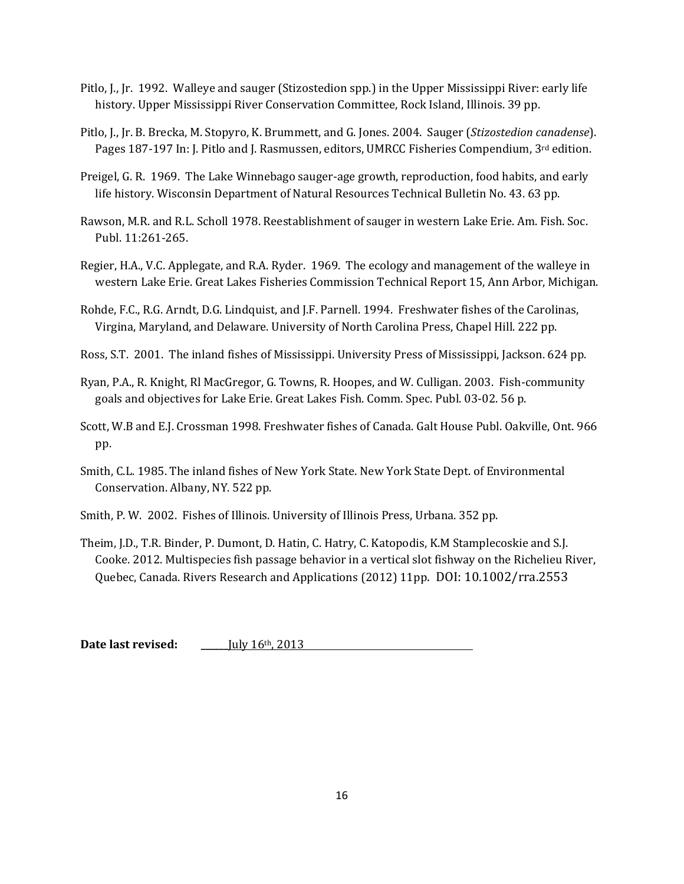Pitlo, J., Jr. 1992. Walleye and sauger (Stizostedion spp.) in the Upper Mississippi River: early life history. Upper Mississippi River Conservation Committee, Rock Island, Illinois. 39 pp.

Pitlo, J., Jr. B. Brecka, M. Stopyro, K. Brummett, and G. Jones. 2004. Sauger (*Stizostedion canadense*). Pages 187-197 In: J. Pitlo and J. Rasmussen, editors, UMRCC Fisheries Compendium, 3rd edition.

Preigel, G. R. 1969. The Lake Winnebago sauger-age growth, reproduction, food habits, and early life history. Wisconsin Department of Natural Resources Technical Bulletin No. 43. 63 pp.

Rawson, M.R. and R.L. Scholl 1978. Reestablishment of sauger in western Lake Erie. Am. Fish. Soc. Publ. 11:261-265.

Regier, H.A., V.C. Applegate, and R.A. Ryder. 1969. The ecology and management of the walleye in western Lake Erie. Great Lakes Fisheries Commission Technical Report 15, Ann Arbor, Michigan.

Rohde, F.C., R.G. Arndt, D.G. Lindquist, and J.F. Parnell. 1994. Freshwater fishes of the Carolinas, Virgina, Maryland, and Delaware. University of North Carolina Press, Chapel Hill. 222 pp.

Ross, S.T. 2001. The inland fishes of Mississippi. University Press of Mississippi, Jackson. 624 pp.

Ryan, P.A., R. Knight, Rl MacGregor, G. Towns, R. Hoopes, and W. Culligan. 2003. Fish-community goals and objectives for Lake Erie. Great Lakes Fish. Comm. Spec. Publ. 03-02. 56 p.

Scott, W.B and E.J. Crossman 1998. Freshwater fishes of Canada. Galt House Publ. Oakville, Ont. 966 pp.

Smith, C.L. 1985. The inland fishes of New York State. New York State Dept. of Environmental Conservation. Albany, NY. 522 pp.

Smith, P. W. 2002. Fishes of Illinois. University of Illinois Press, Urbana. 352 pp.

Theim, J.D., T.R. Binder, P. Dumont, D. Hatin, C. Hatry, C. Katopodis, K.M Stamplecoskie and S.J. Cooke. 2012. Multispecies fish passage behavior in a vertical slot fishway on the Richelieu River, Quebec, Canada. Rivers Research and Applications (2012) 11pp. DOI: 10.1002/rra.2553

**Date last revised:** July 16th, 2013